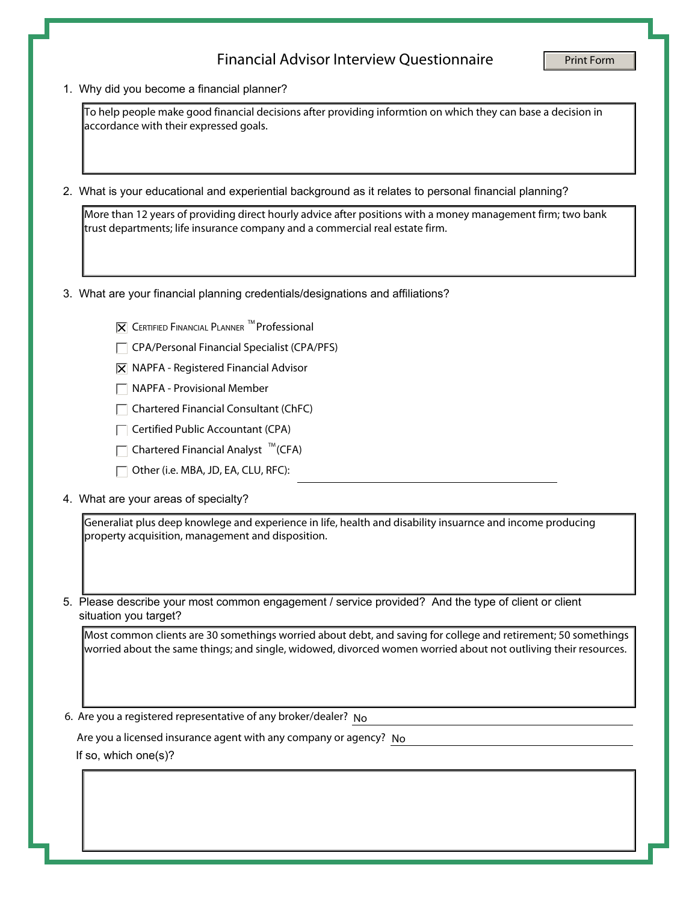# Financial Advisor Interview Questionnaire

1. Why did you become a financial planner?

   To help people make good financial decisions after providing informtion on which they can base a decision in accordance with their expressed goals.

2. What is your educational and experiential background as it relates to personal financial planning?

   More than 12 years of providing direct hourly advice after positions with a money management firm; two bank trust departments; life insurance company and a commercial real estate firm.

3. What are your financial planning credentials/designations and affiliations?

   - [x] Certified Financial Planner™ Professional
   - [ ] CPA/Personal Financial Specialist (CPA/PFS)
   - [x] NAPFA - Registered Financial Advisor
   - [ ] NAPFA - Provisional Member
   - [ ] Chartered Financial Consultant (ChFC)
   - [ ] Certified Public Accountant (CPA)
   - [ ] Chartered Financial Analyst™ (CFA)
   - [ ] Other (i.e. MBA, JD, EA, CLU, RFC): ____________________

4. What are your areas of specialty?

   Generaliat plus deep knowlege and experience in life, health and disability insuarnce and income producing property acquisition, management and disposition.

5. Please describe your most common engagement / service provided? And the type of client or client situation you target?

   Most common clients are 30 somethings worried about debt, and saving for college and retirement; 50 somethings worried about the same things; and single, widowed, divorced women worried about not outliving their resources.

6. Are you a registered representative of any broker/dealer? No

   Are you a licensed insurance agent with any company or agency? No

   If so, which one(s)?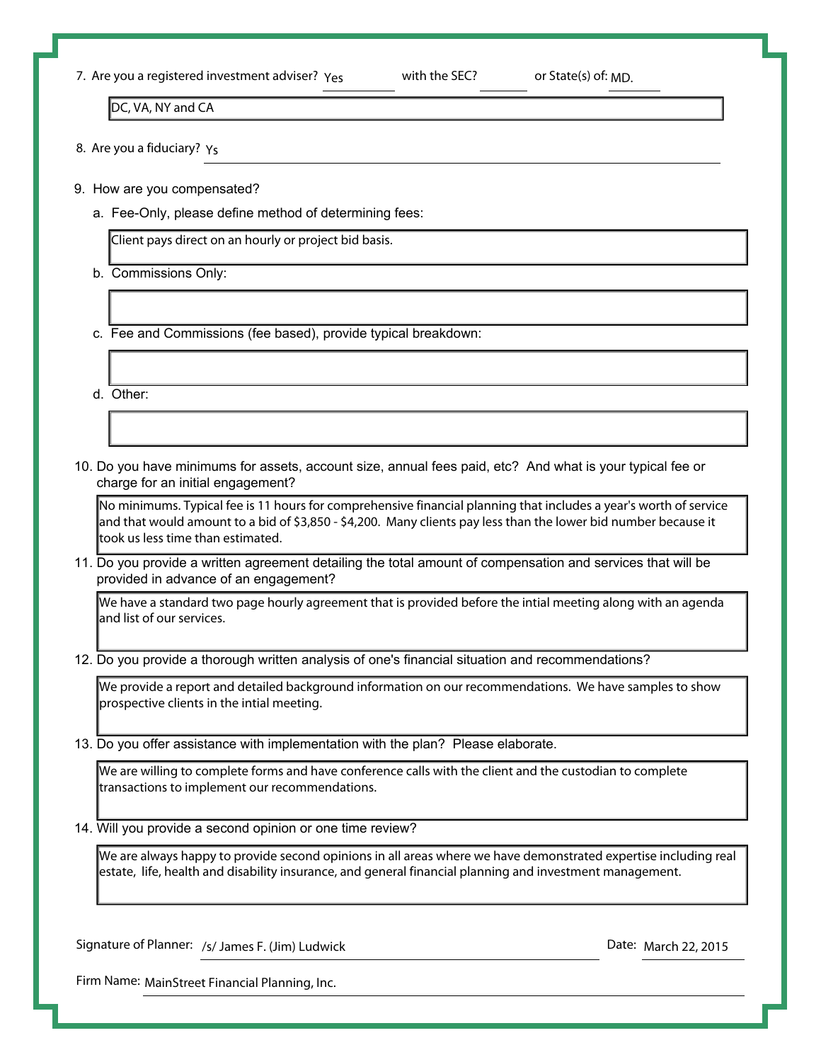7. Are you a registered investment adviser? Yes with the SEC? ______ or State(s) of: MD.

DC, VA, NY and CA

8. Are you a fiduciary? Ys

9. How are you compensated?

   a. Fee-Only, please define method of determining fees:

   Client pays direct on an hourly or project bid basis.

   b. Commissions Only:

   c. Fee and Commissions (fee based), provide typical breakdown:

   d. Other:

10. Do you have minimums for assets, account size, annual fees paid, etc? And what is your typical fee or charge for an initial engagement?

    No minimums. Typical fee is 11 hours for comprehensive financial planning that includes a year's worth of service and that would amount to a bid of $3,850 - $4,200. Many clients pay less than the lower bid number because it took us less time than estimated.

11. Do you provide a written agreement detailing the total amount of compensation and services that will be provided in advance of an engagement?

    We have a standard two page hourly agreement that is provided before the intial meeting along with an agenda and list of our services.

12. Do you provide a thorough written analysis of one's financial situation and recommendations?

    We provide a report and detailed background information on our recommendations. We have samples to show prospective clients in the intial meeting.

13. Do you offer assistance with implementation with the plan? Please elaborate.

    We are willing to complete forms and have conference calls with the client and the custodian to complete transactions to implement our recommendations.

14. Will you provide a second opinion or one time review?

    We are always happy to provide second opinions in all areas where we have demonstrated expertise including real estate, life, health and disability insurance, and general financial planning and investment management.

Signature of Planner: /s/ James F. (Jim) Ludwick

Date: March 22, 2015

Firm Name: MainStreet Financial Planning, Inc.